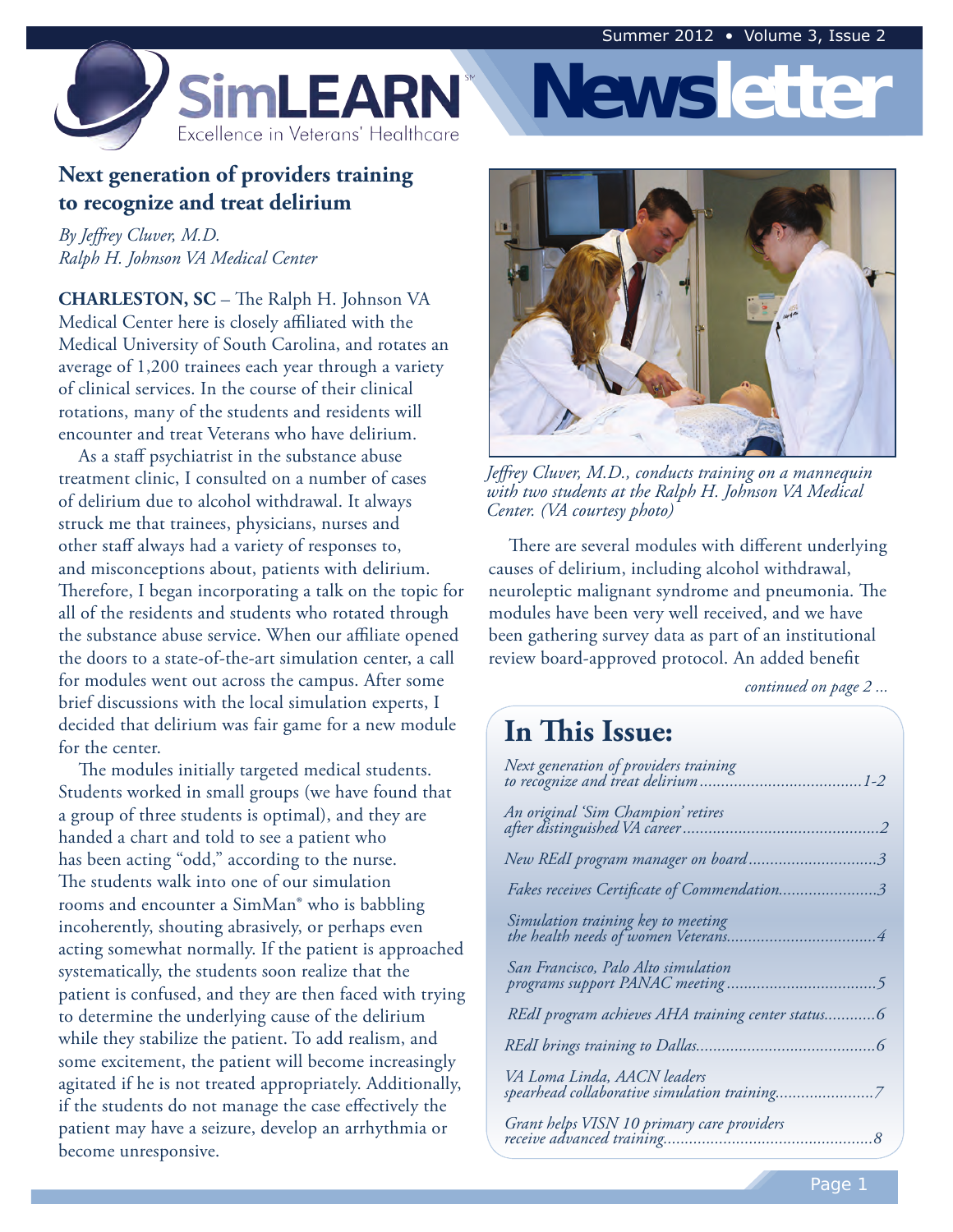# SimLEARN Newsletter

Excellence in Veterans' Healthcare

## Next generation of providers training to recognize and treat delirium

*By Jeffrey Cluver, M.D.*
*Ralph H. Johnson VA Medical Center*

**CHARLESTON, SC** – The Ralph H. Johnson VA Medical Center here is closely affiliated with the Medical University of South Carolina, and rotates an average of 1,200 trainees each year through a variety of clinical services. In the course of their clinical rotations, many of the students and residents will encounter and treat Veterans who have delirium.

As a staff psychiatrist in the substance abuse treatment clinic, I consulted on a number of cases of delirium due to alcohol withdrawal. It always struck me that trainees, physicians, nurses and other staff always had a variety of responses to, and misconceptions about, patients with delirium. Therefore, I began incorporating a talk on the topic for all of the residents and students who rotated through the substance abuse service. When our affiliate opened the doors to a state-of-the-art simulation center, a call for modules went out across the campus. After some brief discussions with the local simulation experts, I decided that delirium was fair game for a new module for the center.

The modules initially targeted medical students. Students worked in small groups (we have found that a group of three students is optimal), and they are handed a chart and told to see a patient who has been acting "odd," according to the nurse. The students walk into one of our simulation rooms and encounter a SimMan® who is babbling incoherently, shouting abrasively, or perhaps even acting somewhat normally. If the patient is approached systematically, the students soon realize that the patient is confused, and they are then faced with trying to determine the underlying cause of the delirium while they stabilize the patient. To add realism, and some excitement, the patient will become increasingly agitated if he is not treated appropriately. Additionally, if the students do not manage the case effectively the patient may have a seizure, develop an arrhythmia or become unresponsive.

*Jeffrey Cluver, M.D., conducts training on a mannequin with two students at the Ralph H. Johnson VA Medical Center. (VA courtesy photo)*

There are several modules with different underlying causes of delirium, including alcohol withdrawal, neuroleptic malignant syndrome and pneumonia. The modules have been very well received, and we have been gathering survey data as part of an institutional review board-approved protocol. An added benefit

*continued on page 2 ...*

## In This Issue:

- *Next generation of providers training to recognize and treat delirium* ....1-2
- *An original 'Sim Champion' retires after distinguished VA career* ....2
- *New REdI program manager on board* ....3
- *Fakes receives Certificate of Commendation* ....3
- *Simulation training key to meeting the health needs of women Veterans* ....4
- *San Francisco, Palo Alto simulation programs support PANAC meeting* ....5
- *REdI program achieves AHA training center status* ....6
- *REdI brings training to Dallas* ....6
- *VA Loma Linda, AACN leaders spearhead collaborative simulation training* ....7
- *Grant helps VISN 10 primary care providers receive advanced training* ....8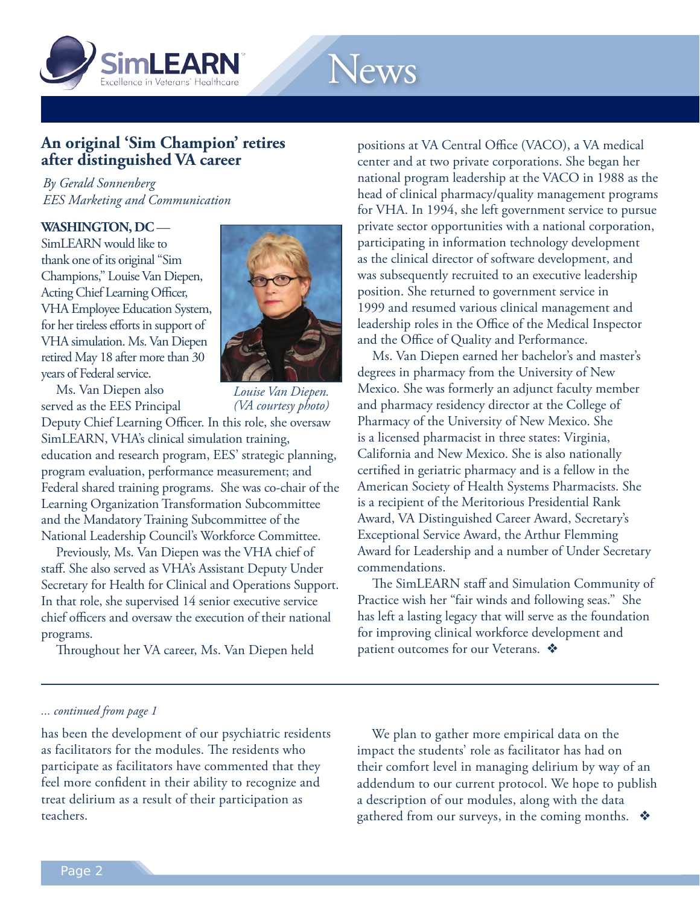## An original 'Sim Champion' retires after distinguished VA career

*By Gerald Sonnenberg*
*EES Marketing and Communication*

**WASHINGTON, DC** — SimLEARN would like to thank one of its original "Sim Champions," Louise Van Diepen, Acting Chief Learning Officer, VHA Employee Education System, for her tireless efforts in support of VHA simulation. Ms. Van Diepen retired May 18 after more than 30 years of Federal service.

*Louise Van Diepen. (VA courtesy photo)*

Ms. Van Diepen also served as the EES Principal Deputy Chief Learning Officer. In this role, she oversaw SimLEARN, VHA's clinical simulation training, education and research program, EES' strategic planning, program evaluation, performance measurement; and Federal shared training programs. She was co-chair of the Learning Organization Transformation Subcommittee and the Mandatory Training Subcommittee of the National Leadership Council's Workforce Committee.

Previously, Ms. Van Diepen was the VHA chief of staff. She also served as VHA's Assistant Deputy Under Secretary for Health for Clinical and Operations Support. In that role, she supervised 14 senior executive service chief officers and oversaw the execution of their national programs.

Throughout her VA career, Ms. Van Diepen held positions at VA Central Office (VACO), a VA medical center and at two private corporations. She began her national program leadership at the VACO in 1988 as the head of clinical pharmacy/quality management programs for VHA. In 1994, she left government service to pursue private sector opportunities with a national corporation, participating in information technology development as the clinical director of software development, and was subsequently recruited to an executive leadership position. She returned to government service in 1999 and resumed various clinical management and leadership roles in the Office of the Medical Inspector and the Office of Quality and Performance.

Ms. Van Diepen earned her bachelor's and master's degrees in pharmacy from the University of New Mexico. She was formerly an adjunct faculty member and pharmacy residency director at the College of Pharmacy of the University of New Mexico. She is a licensed pharmacist in three states: Virginia, California and New Mexico. She is also nationally certified in geriatric pharmacy and is a fellow in the American Society of Health Systems Pharmacists. She is a recipient of the Meritorious Presidential Rank Award, VA Distinguished Career Award, Secretary's Exceptional Service Award, the Arthur Flemming Award for Leadership and a number of Under Secretary commendations.

The SimLEARN staff and Simulation Community of Practice wish her "fair winds and following seas." She has left a lasting legacy that will serve as the foundation for improving clinical workforce development and patient outcomes for our Veterans. ❖

---

*... continued from page 1*

has been the development of our psychiatric residents as facilitators for the modules. The residents who participate as facilitators have commented that they feel more confident in their ability to recognize and treat delirium as a result of their participation as teachers.

We plan to gather more empirical data on the impact the students' role as facilitator has had on their comfort level in managing delirium by way of an addendum to our current protocol. We hope to publish a description of our modules, along with the data gathered from our surveys, in the coming months. ❖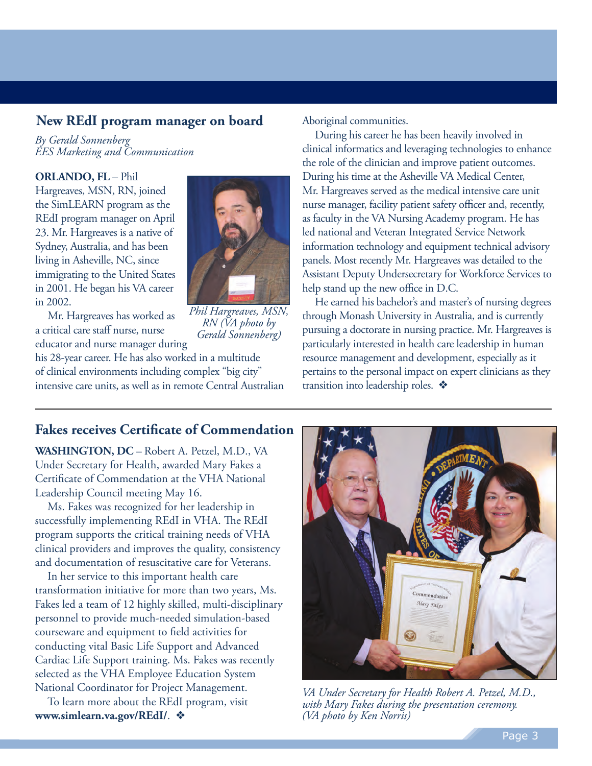## New REdI program manager on board

*By Gerald Sonnenberg*
*EES Marketing and Communication*

**ORLANDO, FL** – Phil Hargreaves, MSN, RN, joined the SimLEARN program as the REdI program manager on April 23. Mr. Hargreaves is a native of Sydney, Australia, and has been living in Asheville, NC, since immigrating to the United States in 2001. He began his VA career in 2002.

*Phil Hargreaves, MSN, RN (VA photo by Gerald Sonnenberg)*

Mr. Hargreaves has worked as a critical care staff nurse, nurse educator and nurse manager during his 28-year career. He has also worked in a multitude of clinical environments including complex "big city" intensive care units, as well as in remote Central Australian Aboriginal communities.

During his career he has been heavily involved in clinical informatics and leveraging technologies to enhance the role of the clinician and improve patient outcomes. During his time at the Asheville VA Medical Center, Mr. Hargreaves served as the medical intensive care unit nurse manager, facility patient safety officer and, recently, as faculty in the VA Nursing Academy program. He has led national and Veteran Integrated Service Network information technology and equipment technical advisory panels. Most recently Mr. Hargreaves was detailed to the Assistant Deputy Undersecretary for Workforce Services to help stand up the new office in D.C.

He earned his bachelor's and master's of nursing degrees through Monash University in Australia, and is currently pursuing a doctorate in nursing practice. Mr. Hargreaves is particularly interested in health care leadership in human resource management and development, especially as it pertains to the personal impact on expert clinicians as they transition into leadership roles. ❖

---

## Fakes receives Certificate of Commendation

**WASHINGTON, DC** – Robert A. Petzel, M.D., VA Under Secretary for Health, awarded Mary Fakes a Certificate of Commendation at the VHA National Leadership Council meeting May 16.

Ms. Fakes was recognized for her leadership in successfully implementing REdI in VHA. The REdI program supports the critical training needs of VHA clinical providers and improves the quality, consistency and documentation of resuscitative care for Veterans.

In her service to this important health care transformation initiative for more than two years, Ms. Fakes led a team of 12 highly skilled, multi-disciplinary personnel to provide much-needed simulation-based courseware and equipment to field activities for conducting vital Basic Life Support and Advanced Cardiac Life Support training. Ms. Fakes was recently selected as the VHA Employee Education System National Coordinator for Project Management.

To learn more about the REdI program, visit **www.simlearn.va.gov/REdI/**. ❖

*VA Under Secretary for Health Robert A. Petzel, M.D., with Mary Fakes during the presentation ceremony. (VA photo by Ken Norris)*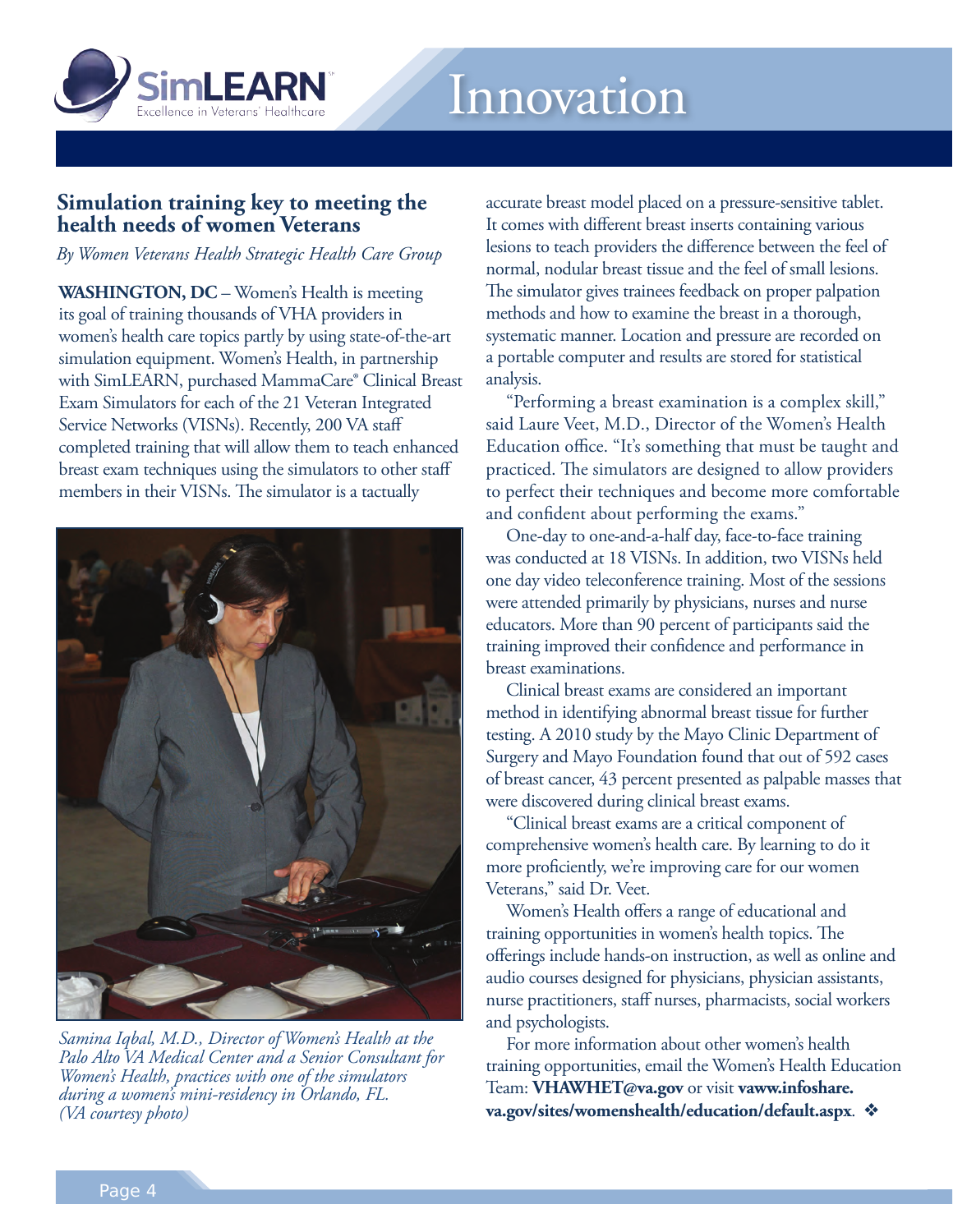## Simulation training key to meeting the health needs of women Veterans

*By Women Veterans Health Strategic Health Care Group*

**WASHINGTON, DC** – Women's Health is meeting its goal of training thousands of VHA providers in women's health care topics partly by using state-of-the-art simulation equipment. Women's Health, in partnership with SimLEARN, purchased MammaCare® Clinical Breast Exam Simulators for each of the 21 Veteran Integrated Service Networks (VISNs). Recently, 200 VA staff completed training that will allow them to teach enhanced breast exam techniques using the simulators to other staff members in their VISNs. The simulator is a tactually accurate breast model placed on a pressure-sensitive tablet. It comes with different breast inserts containing various lesions to teach providers the difference between the feel of normal, nodular breast tissue and the feel of small lesions. The simulator gives trainees feedback on proper palpation methods and how to examine the breast in a thorough, systematic manner. Location and pressure are recorded on a portable computer and results are stored for statistical analysis.

*Samina Iqbal, M.D., Director of Women's Health at the Palo Alto VA Medical Center and a Senior Consultant for Women's Health, practices with one of the simulators during a women's mini-residency in Orlando, FL. (VA courtesy photo)*

"Performing a breast examination is a complex skill," said Laure Veet, M.D., Director of the Women's Health Education office. "It's something that must be taught and practiced. The simulators are designed to allow providers to perfect their techniques and become more comfortable and confident about performing the exams."

One-day to one-and-a-half day, face-to-face training was conducted at 18 VISNs. In addition, two VISNs held one day video teleconference training. Most of the sessions were attended primarily by physicians, nurses and nurse educators. More than 90 percent of participants said the training improved their confidence and performance in breast examinations.

Clinical breast exams are considered an important method in identifying abnormal breast tissue for further testing. A 2010 study by the Mayo Clinic Department of Surgery and Mayo Foundation found that out of 592 cases of breast cancer, 43 percent presented as palpable masses that were discovered during clinical breast exams.

"Clinical breast exams are a critical component of comprehensive women's health care. By learning to do it more proficiently, we're improving care for our women Veterans," said Dr. Veet.

Women's Health offers a range of educational and training opportunities in women's health topics. The offerings include hands-on instruction, as well as online and audio courses designed for physicians, physician assistants, nurse practitioners, staff nurses, pharmacists, social workers and psychologists.

For more information about other women's health training opportunities, email the Women's Health Education Team: **VHAWHET@va.gov** or visit **vaww.infoshare.va.gov/sites/womenshealth/education/default.aspx**. ❖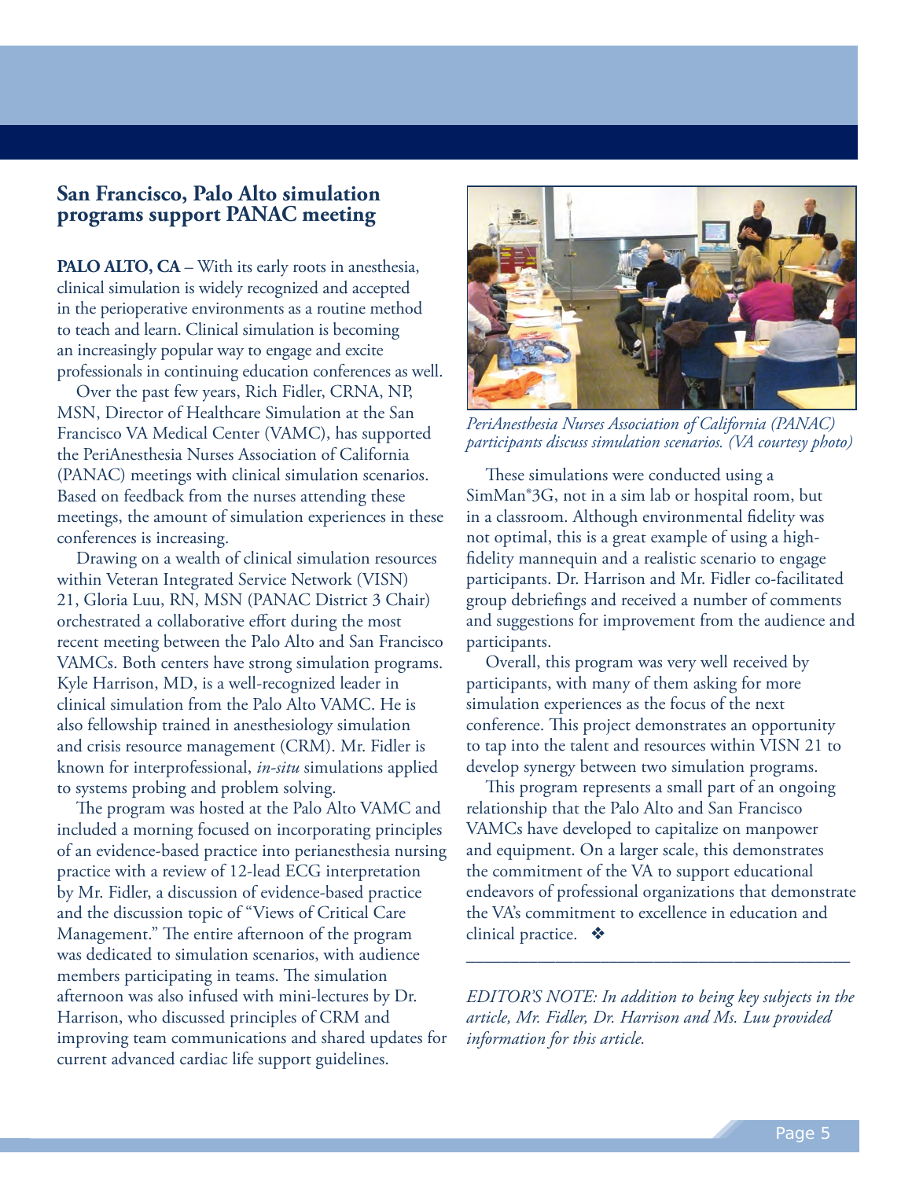## San Francisco, Palo Alto simulation programs support PANAC meeting

**PALO ALTO, CA** – With its early roots in anesthesia, clinical simulation is widely recognized and accepted in the perioperative environments as a routine method to teach and learn. Clinical simulation is becoming an increasingly popular way to engage and excite professionals in continuing education conferences as well.

Over the past few years, Rich Fidler, CRNA, NP, MSN, Director of Healthcare Simulation at the San Francisco VA Medical Center (VAMC), has supported the PeriAnesthesia Nurses Association of California (PANAC) meetings with clinical simulation scenarios. Based on feedback from the nurses attending these meetings, the amount of simulation experiences in these conferences is increasing.

Drawing on a wealth of clinical simulation resources within Veteran Integrated Service Network (VISN) 21, Gloria Luu, RN, MSN (PANAC District 3 Chair) orchestrated a collaborative effort during the most recent meeting between the Palo Alto and San Francisco VAMCs. Both centers have strong simulation programs. Kyle Harrison, MD, is a well-recognized leader in clinical simulation from the Palo Alto VAMC. He is also fellowship trained in anesthesiology simulation and crisis resource management (CRM). Mr. Fidler is known for interprofessional, *in-situ* simulations applied to systems probing and problem solving.

The program was hosted at the Palo Alto VAMC and included a morning focused on incorporating principles of an evidence-based practice into perianesthesia nursing practice with a review of 12-lead ECG interpretation by Mr. Fidler, a discussion of evidence-based practice and the discussion topic of "Views of Critical Care Management." The entire afternoon of the program was dedicated to simulation scenarios, with audience members participating in teams. The simulation afternoon was also infused with mini-lectures by Dr. Harrison, who discussed principles of CRM and improving team communications and shared updates for current advanced cardiac life support guidelines.

*PeriAnesthesia Nurses Association of California (PANAC) participants discuss simulation scenarios. (VA courtesy photo)*

These simulations were conducted using a SimMan®3G, not in a sim lab or hospital room, but in a classroom. Although environmental fidelity was not optimal, this is a great example of using a high-fidelity mannequin and a realistic scenario to engage participants. Dr. Harrison and Mr. Fidler co-facilitated group debriefings and received a number of comments and suggestions for improvement from the audience and participants.

Overall, this program was very well received by participants, with many of them asking for more simulation experiences as the focus of the next conference. This project demonstrates an opportunity to tap into the talent and resources within VISN 21 to develop synergy between two simulation programs.

This program represents a small part of an ongoing relationship that the Palo Alto and San Francisco VAMCs have developed to capitalize on manpower and equipment. On a larger scale, this demonstrates the commitment of the VA to support educational endeavors of professional organizations that demonstrate the VA's commitment to excellence in education and clinical practice. ❖

---

*EDITOR'S NOTE: In addition to being key subjects in the article, Mr. Fidler, Dr. Harrison and Ms. Luu provided information for this article.*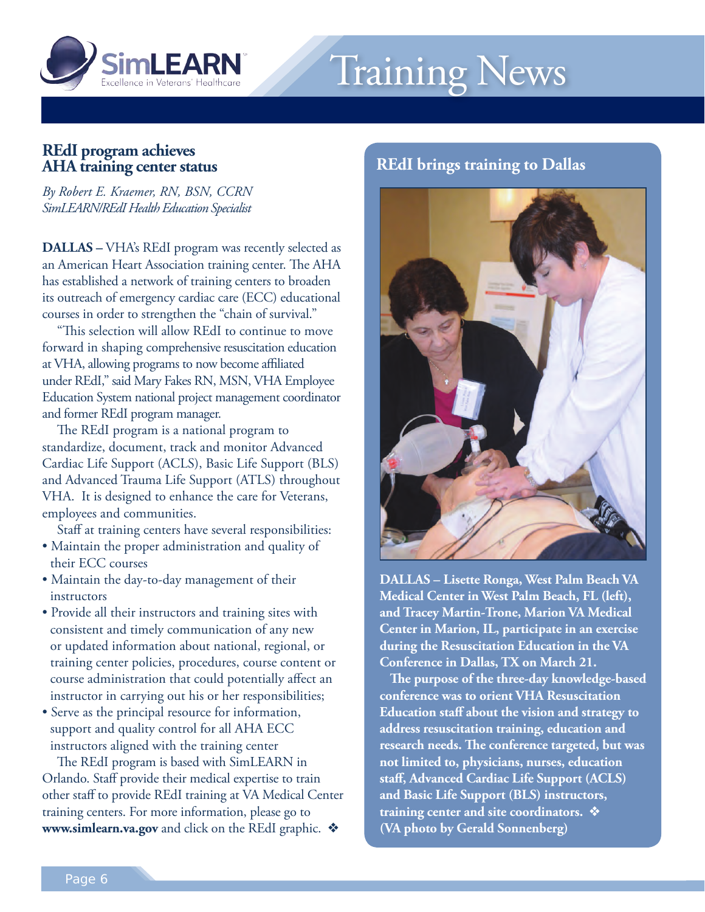# Training News

## REdI program achieves AHA training center status

*By Robert E. Kraemer, RN, BSN, CCRN*
*SimLEARN/REdI Health Education Specialist*

**DALLAS –** VHA's REdI program was recently selected as an American Heart Association training center. The AHA has established a network of training centers to broaden its outreach of emergency cardiac care (ECC) educational courses in order to strengthen the "chain of survival."

"This selection will allow REdI to continue to move forward in shaping comprehensive resuscitation education at VHA, allowing programs to now become affiliated under REdI," said Mary Fakes RN, MSN, VHA Employee Education System national project management coordinator and former REdI program manager.

The REdI program is a national program to standardize, document, track and monitor Advanced Cardiac Life Support (ACLS), Basic Life Support (BLS) and Advanced Trauma Life Support (ATLS) throughout VHA. It is designed to enhance the care for Veterans, employees and communities.

Staff at training centers have several responsibilities:

- Maintain the proper administration and quality of their ECC courses
- Maintain the day-to-day management of their instructors
- Provide all their instructors and training sites with consistent and timely communication of any new or updated information about national, regional, or training center policies, procedures, course content or course administration that could potentially affect an instructor in carrying out his or her responsibilities;
- Serve as the principal resource for information, support and quality control for all AHA ECC instructors aligned with the training center

The REdI program is based with SimLEARN in Orlando. Staff provide their medical expertise to train other staff to provide REdI training at VA Medical Center training centers. For more information, please go to **www.simlearn.va.gov** and click on the REdI graphic. ❖

## REdI brings training to Dallas

**DALLAS – Lisette Ronga, West Palm Beach VA Medical Center in West Palm Beach, FL (left), and Tracey Martin-Trone, Marion VA Medical Center in Marion, IL, participate in an exercise during the Resuscitation Education in the VA Conference in Dallas, TX on March 21.**

**The purpose of the three-day knowledge-based conference was to orient VHA Resuscitation Education staff about the vision and strategy to address resuscitation training, education and research needs. The conference targeted, but was not limited to, physicians, nurses, education staff, Advanced Cardiac Life Support (ACLS) and Basic Life Support (BLS) instructors, training center and site coordinators.** ❖
**(VA photo by Gerald Sonnenberg)**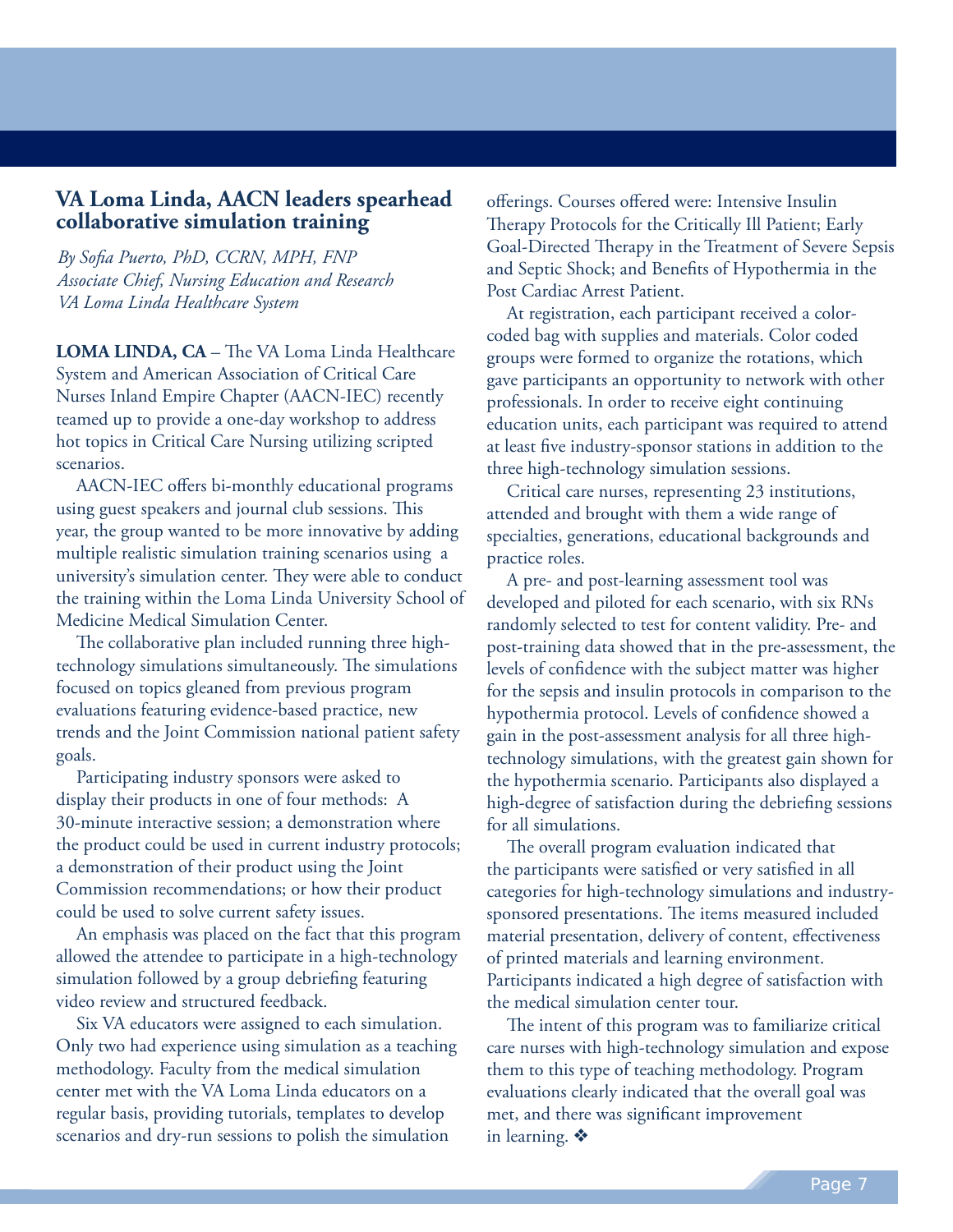## VA Loma Linda, AACN leaders spearhead collaborative simulation training

*By Sofia Puerto, PhD, CCRN, MPH, FNP*
*Associate Chief, Nursing Education and Research*
*VA Loma Linda Healthcare System*

**LOMA LINDA, CA** – The VA Loma Linda Healthcare System and American Association of Critical Care Nurses Inland Empire Chapter (AACN-IEC) recently teamed up to provide a one-day workshop to address hot topics in Critical Care Nursing utilizing scripted scenarios.

AACN-IEC offers bi-monthly educational programs using guest speakers and journal club sessions. This year, the group wanted to be more innovative by adding multiple realistic simulation training scenarios using a university's simulation center. They were able to conduct the training within the Loma Linda University School of Medicine Medical Simulation Center.

The collaborative plan included running three high-technology simulations simultaneously. The simulations focused on topics gleaned from previous program evaluations featuring evidence-based practice, new trends and the Joint Commission national patient safety goals.

Participating industry sponsors were asked to display their products in one of four methods: A 30-minute interactive session; a demonstration where the product could be used in current industry protocols; a demonstration of their product using the Joint Commission recommendations; or how their product could be used to solve current safety issues.

An emphasis was placed on the fact that this program allowed the attendee to participate in a high-technology simulation followed by a group debriefing featuring video review and structured feedback.

Six VA educators were assigned to each simulation. Only two had experience using simulation as a teaching methodology. Faculty from the medical simulation center met with the VA Loma Linda educators on a regular basis, providing tutorials, templates to develop scenarios and dry-run sessions to polish the simulation offerings. Courses offered were: Intensive Insulin Therapy Protocols for the Critically Ill Patient; Early Goal-Directed Therapy in the Treatment of Severe Sepsis and Septic Shock; and Benefits of Hypothermia in the Post Cardiac Arrest Patient.

At registration, each participant received a color-coded bag with supplies and materials. Color coded groups were formed to organize the rotations, which gave participants an opportunity to network with other professionals. In order to receive eight continuing education units, each participant was required to attend at least five industry-sponsor stations in addition to the three high-technology simulation sessions.

Critical care nurses, representing 23 institutions, attended and brought with them a wide range of specialties, generations, educational backgrounds and practice roles.

A pre- and post-learning assessment tool was developed and piloted for each scenario, with six RNs randomly selected to test for content validity. Pre- and post-training data showed that in the pre-assessment, the levels of confidence with the subject matter was higher for the sepsis and insulin protocols in comparison to the hypothermia protocol. Levels of confidence showed a gain in the post-assessment analysis for all three high-technology simulations, with the greatest gain shown for the hypothermia scenario. Participants also displayed a high-degree of satisfaction during the debriefing sessions for all simulations.

The overall program evaluation indicated that the participants were satisfied or very satisfied in all categories for high-technology simulations and industry-sponsored presentations. The items measured included material presentation, delivery of content, effectiveness of printed materials and learning environment. Participants indicated a high degree of satisfaction with the medical simulation center tour.

The intent of this program was to familiarize critical care nurses with high-technology simulation and expose them to this type of teaching methodology. Program evaluations clearly indicated that the overall goal was met, and there was significant improvement in learning. ❖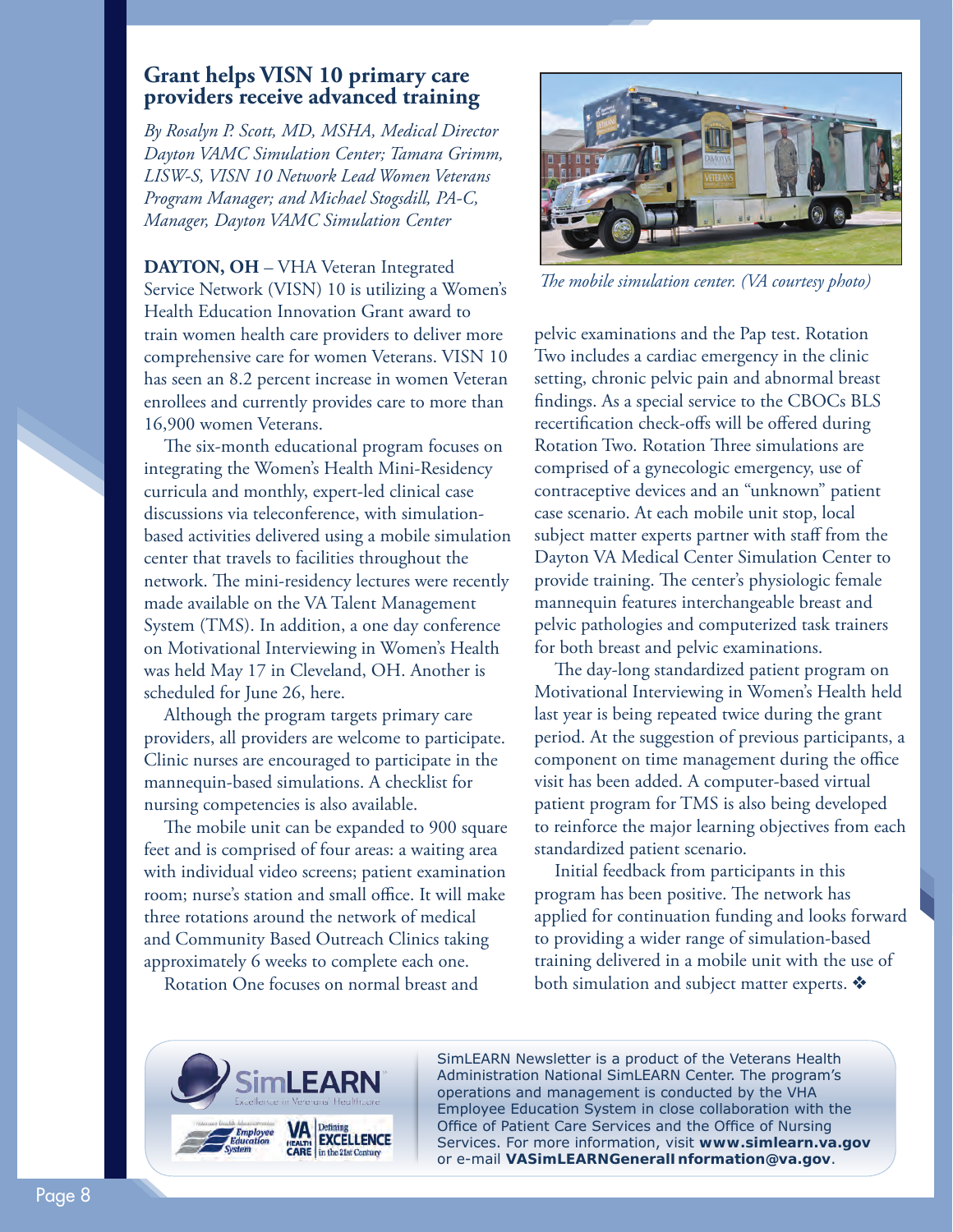## Grant helps VISN 10 primary care providers receive advanced training

*By Rosalyn P. Scott, MD, MSHA, Medical Director Dayton VAMC Simulation Center; Tamara Grimm, LISW-S, VISN 10 Network Lead Women Veterans Program Manager; and Michael Stogsdill, PA-C, Manager, Dayton VAMC Simulation Center*

**DAYTON, OH** – VHA Veteran Integrated Service Network (VISN) 10 is utilizing a Women's Health Education Innovation Grant award to train women health care providers to deliver more comprehensive care for women Veterans. VISN 10 has seen an 8.2 percent increase in women Veteran enrollees and currently provides care to more than 16,900 women Veterans.

The six-month educational program focuses on integrating the Women's Health Mini-Residency curricula and monthly, expert-led clinical case discussions via teleconference, with simulation-based activities delivered using a mobile simulation center that travels to facilities throughout the network. The mini-residency lectures were recently made available on the VA Talent Management System (TMS). In addition, a one day conference on Motivational Interviewing in Women's Health was held May 17 in Cleveland, OH. Another is scheduled for June 26, here.

Although the program targets primary care providers, all providers are welcome to participate. Clinic nurses are encouraged to participate in the mannequin-based simulations. A checklist for nursing competencies is also available.

The mobile unit can be expanded to 900 square feet and is comprised of four areas: a waiting area with individual video screens; patient examination room; nurse's station and small office. It will make three rotations around the network of medical and Community Based Outreach Clinics taking approximately 6 weeks to complete each one.

*The mobile simulation center. (VA courtesy photo)*

Rotation One focuses on normal breast and pelvic examinations and the Pap test. Rotation Two includes a cardiac emergency in the clinic setting, chronic pelvic pain and abnormal breast findings. As a special service to the CBOCs BLS recertification check-offs will be offered during Rotation Two. Rotation Three simulations are comprised of a gynecologic emergency, use of contraceptive devices and an "unknown" patient case scenario. At each mobile unit stop, local subject matter experts partner with staff from the Dayton VA Medical Center Simulation Center to provide training. The center's physiologic female mannequin features interchangeable breast and pelvic pathologies and computerized task trainers for both breast and pelvic examinations.

The day-long standardized patient program on Motivational Interviewing in Women's Health held last year is being repeated twice during the grant period. At the suggestion of previous participants, a component on time management during the office visit has been added. A computer-based virtual patient program for TMS is also being developed to reinforce the major learning objectives from each standardized patient scenario.

Initial feedback from participants in this program has been positive. The network has applied for continuation funding and looks forward to providing a wider range of simulation-based training delivered in a mobile unit with the use of both simulation and subject matter experts. ❖

SimLEARN Newsletter is a product of the Veterans Health Administration National SimLEARN Center. The program's operations and management is conducted by the VHA Employee Education System in close collaboration with the Office of Patient Care Services and the Office of Nursing Services. For more information, visit **www.simlearn.va.gov** or e-mail **VASimLEARNGeneralInformation@va.gov**.